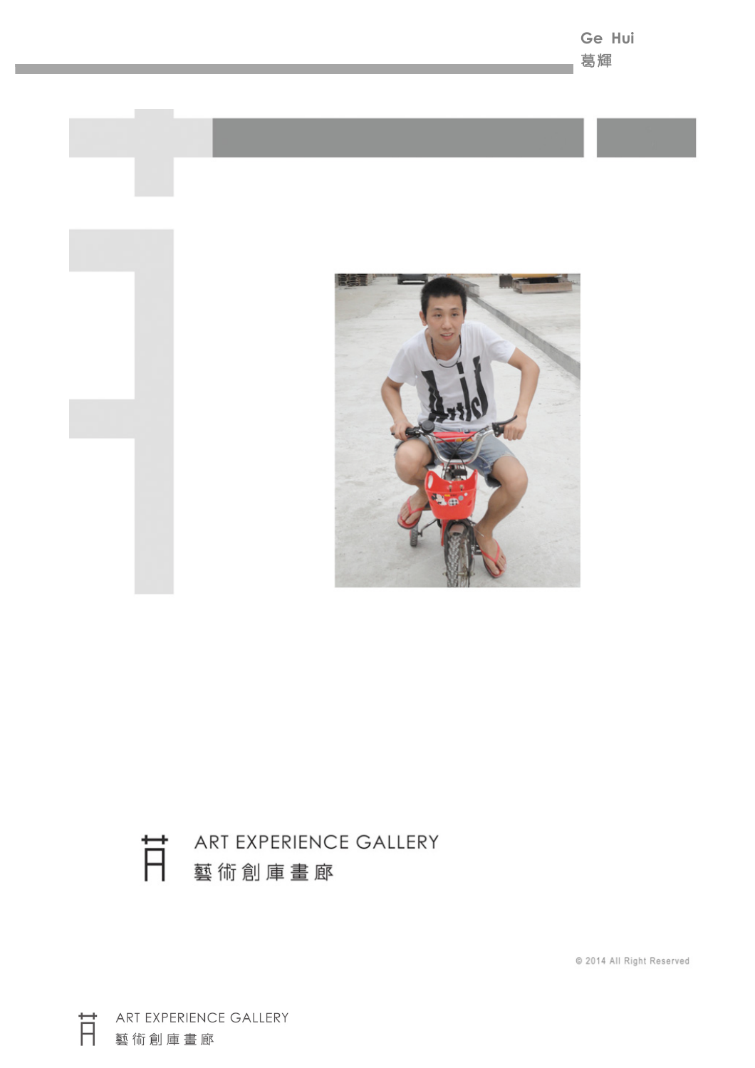Ge Hui
葛輝

ART EXPERIENCE GALLERY
藝術創庫畫廊

© 2014 All Right Reserved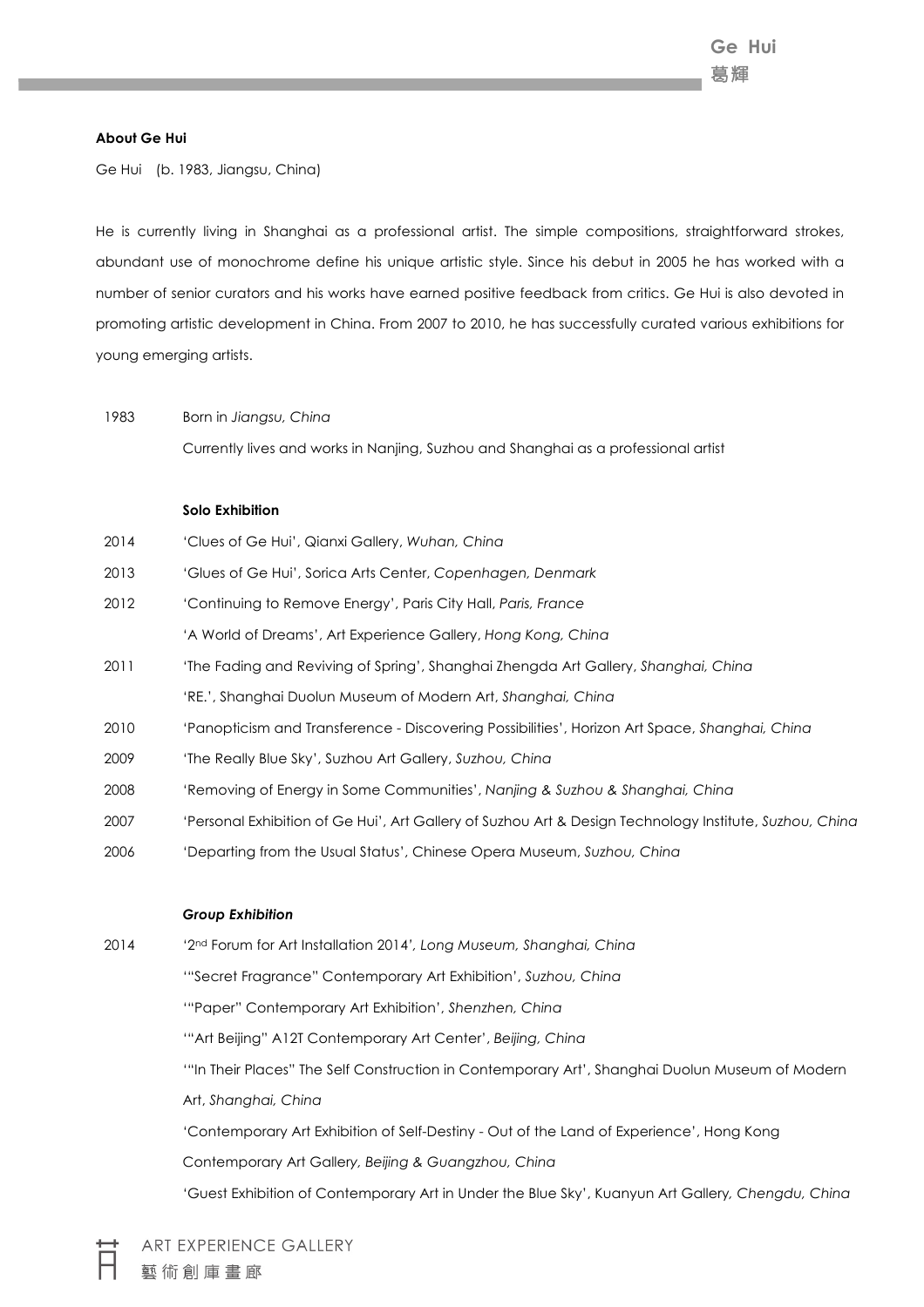**About Ge Hui**

Ge Hui (b. 1983, Jiangsu, China)

He is currently living in Shanghai as a professional artist. The simple compositions, straightforward strokes, abundant use of monochrome define his unique artistic style. Since his debut in 2005 he has worked with a number of senior curators and his works have earned positive feedback from critics. Ge Hui is also devoted in promoting artistic development in China. From 2007 to 2010, he has successfully curated various exhibitions for young emerging artists.

1983 Born in *Jiangsu, China*

Currently lives and works in Nanjing, Suzhou and Shanghai as a professional artist

**Solo Exhibition**

2014 'Clues of Ge Hui', Qianxi Gallery, *Wuhan, China*

2013 'Glues of Ge Hui', Sorica Arts Center, *Copenhagen, Denmark*

2012 'Continuing to Remove Energy', Paris City Hall, *Paris, France*

'A World of Dreams', Art Experience Gallery, *Hong Kong, China*

2011 'The Fading and Reviving of Spring', Shanghai Zhengda Art Gallery, *Shanghai, China*

'RE.', Shanghai Duolun Museum of Modern Art, *Shanghai, China*

2010 'Panopticism and Transference - Discovering Possibilities', Horizon Art Space, *Shanghai, China*

2009 'The Really Blue Sky', Suzhou Art Gallery, *Suzhou, China*

2008 'Removing of Energy in Some Communities', *Nanjing & Suzhou & Shanghai, China*

2007 'Personal Exhibition of Ge Hui', Art Gallery of Suzhou Art & Design Technology Institute, *Suzhou, China*

2006 'Departing from the Usual Status', Chinese Opera Museum, *Suzhou, China*

***Group Exhibition***

2014 '2nd Forum for Art Installation 2014', *Long Museum, Shanghai, China*

'"Secret Fragrance" Contemporary Art Exhibition', *Suzhou, China*

'"Paper" Contemporary Art Exhibition', *Shenzhen, China*

'"Art Beijing" A12T Contemporary Art Center', *Beijing, China*

'"In Their Places" The Self Construction in Contemporary Art', Shanghai Duolun Museum of Modern Art, *Shanghai, China*

'Contemporary Art Exhibition of Self-Destiny - Out of the Land of Experience', Hong Kong Contemporary Art Gallery, *Beijing & Guangzhou, China*

'Guest Exhibition of Contemporary Art in Under the Blue Sky', Kuanyun Art Gallery, *Chengdu, China*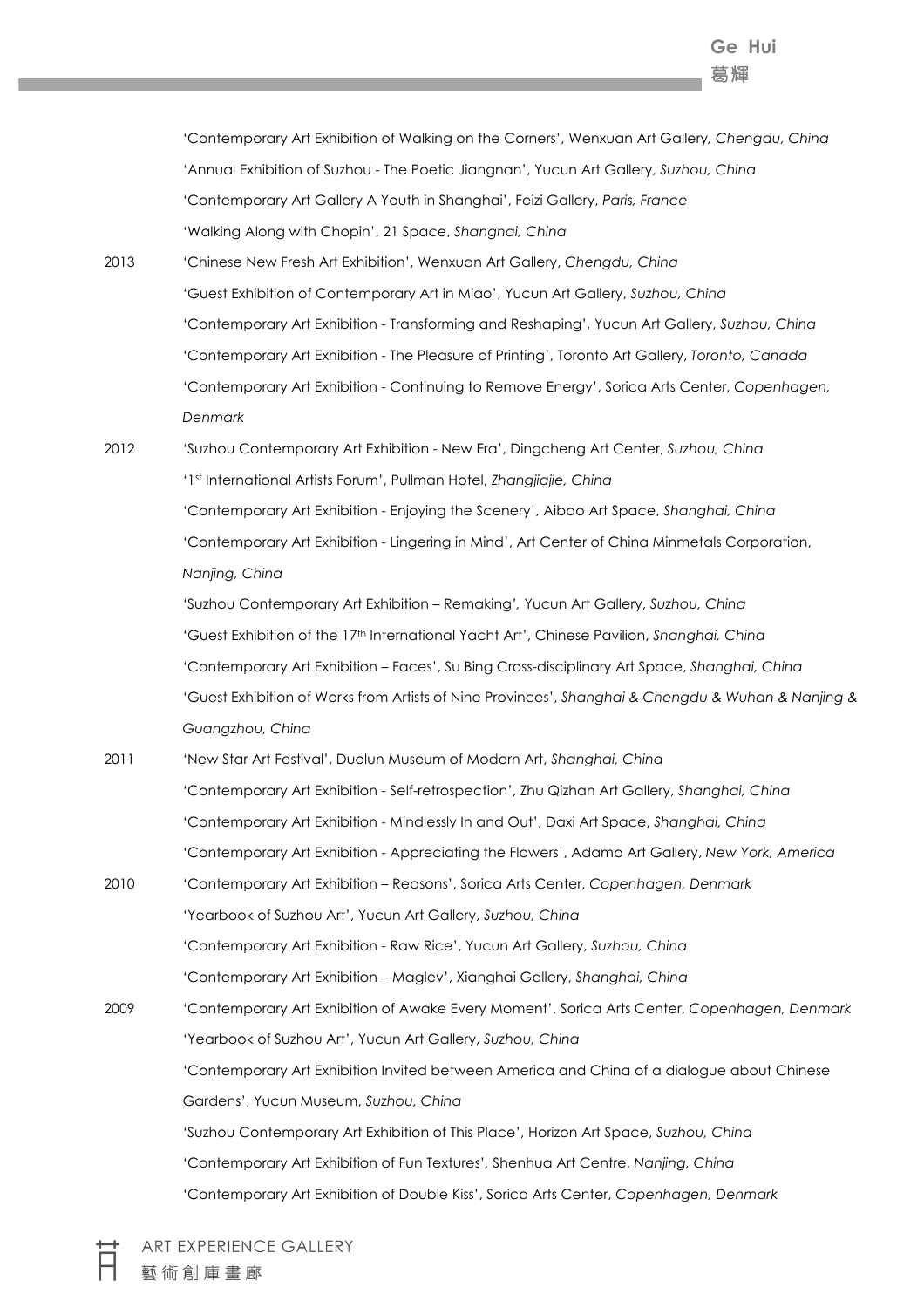'Contemporary Art Exhibition of Walking on the Corners', Wenxuan Art Gallery, *Chengdu, China*

'Annual Exhibition of Suzhou - The Poetic Jiangnan', Yucun Art Gallery, *Suzhou, China*

'Contemporary Art Gallery A Youth in Shanghai', Feizi Gallery, *Paris, France*

'Walking Along with Chopin', 21 Space, *Shanghai, China*

**2013**

'Chinese New Fresh Art Exhibition', Wenxuan Art Gallery, *Chengdu, China*

'Guest Exhibition of Contemporary Art in Miao', Yucun Art Gallery, *Suzhou, China*

'Contemporary Art Exhibition - Transforming and Reshaping', Yucun Art Gallery, *Suzhou, China*

'Contemporary Art Exhibition - The Pleasure of Printing', Toronto Art Gallery, *Toronto, Canada*

'Contemporary Art Exhibition - Continuing to Remove Energy', Sorica Arts Center, *Copenhagen, Denmark*

**2012**

'Suzhou Contemporary Art Exhibition - New Era', Dingcheng Art Center, *Suzhou, China*

'1st International Artists Forum', Pullman Hotel, *Zhangjiajie, China*

'Contemporary Art Exhibition - Enjoying the Scenery', Aibao Art Space, *Shanghai, China*

'Contemporary Art Exhibition - Lingering in Mind', Art Center of China Minmetals Corporation, *Nanjing, China*

'Suzhou Contemporary Art Exhibition – Remaking', Yucun Art Gallery, *Suzhou, China*

'Guest Exhibition of the 17th International Yacht Art', Chinese Pavilion, *Shanghai, China*

'Contemporary Art Exhibition – Faces', Su Bing Cross-disciplinary Art Space, *Shanghai, China*

'Guest Exhibition of Works from Artists of Nine Provinces', *Shanghai & Chengdu & Wuhan & Nanjing & Guangzhou, China*

**2011**

'New Star Art Festival', Duolun Museum of Modern Art, *Shanghai, China*

'Contemporary Art Exhibition - Self-retrospection', Zhu Qizhan Art Gallery, *Shanghai, China*

'Contemporary Art Exhibition - Mindlessly In and Out', Daxi Art Space, *Shanghai, China*

'Contemporary Art Exhibition - Appreciating the Flowers', Adamo Art Gallery, *New York, America*

**2010**

'Contemporary Art Exhibition – Reasons', Sorica Arts Center, *Copenhagen, Denmark*

'Yearbook of Suzhou Art', Yucun Art Gallery, *Suzhou, China*

'Contemporary Art Exhibition - Raw Rice', Yucun Art Gallery, *Suzhou, China*

'Contemporary Art Exhibition – Maglev', Xianghai Gallery, *Shanghai, China*

**2009**

'Contemporary Art Exhibition of Awake Every Moment', Sorica Arts Center, *Copenhagen, Denmark*

'Yearbook of Suzhou Art', Yucun Art Gallery, *Suzhou, China*

'Contemporary Art Exhibition Invited between America and China of a dialogue about Chinese Gardens', Yucun Museum, *Suzhou, China*

'Suzhou Contemporary Art Exhibition of This Place', Horizon Art Space, *Suzhou, China*

'Contemporary Art Exhibition of Fun Textures', Shenhua Art Centre, *Nanjing, China*

'Contemporary Art Exhibition of Double Kiss', Sorica Arts Center, *Copenhagen, Denmark*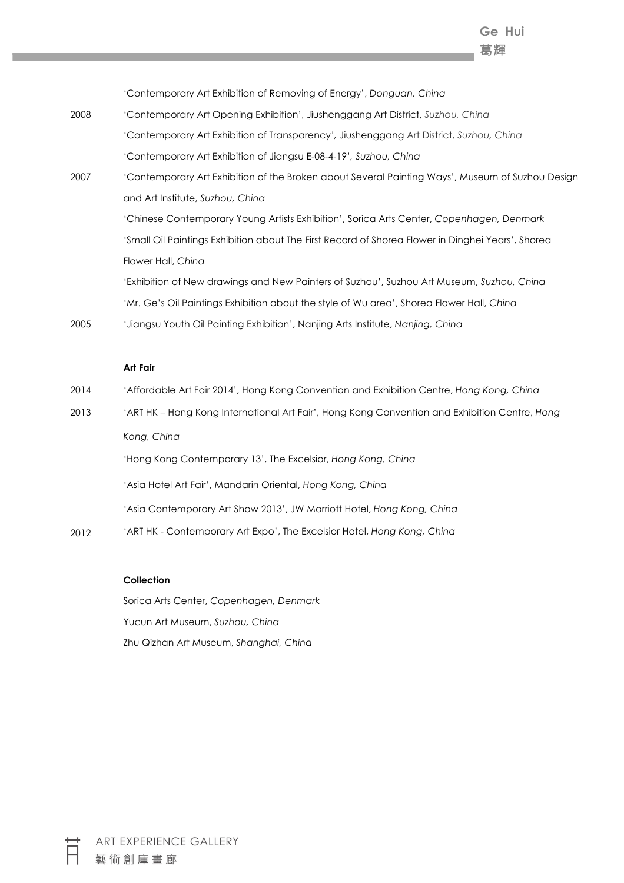| | |
|---|---|
| | 'Contemporary Art Exhibition of Removing of Energy', *Donguan, China* |
| 2008 | 'Contemporary Art Opening Exhibition', Jiushenggang Art District, *Suzhou, China* |
| | 'Contemporary Art Exhibition of Transparency', Jiushenggang Art District, *Suzhou, China* |
| | 'Contemporary Art Exhibition of Jiangsu E-08-4-19', *Suzhou, China* |
| 2007 | 'Contemporary Art Exhibition of the Broken about Several Painting Ways', Museum of Suzhou Design and Art Institute, *Suzhou, China* |
| | 'Chinese Contemporary Young Artists Exhibition', Sorica Arts Center, *Copenhagen, Denmark* |
| | 'Small Oil Paintings Exhibition about The First Record of Shorea Flower in Dinghei Years', Shorea Flower Hall, *China* |
| | 'Exhibition of New drawings and New Painters of Suzhou', Suzhou Art Museum, *Suzhou, China* |
| | 'Mr. Ge's Oil Paintings Exhibition about the style of Wu area', Shorea Flower Hall, *China* |
| 2005 | 'Jiangsu Youth Oil Painting Exhibition', Nanjing Arts Institute, *Nanjing, China* |

**Art Fair**

| | |
|---|---|
| 2014 | 'Affordable Art Fair 2014', Hong Kong Convention and Exhibition Centre, *Hong Kong, China* |
| 2013 | 'ART HK – Hong Kong International Art Fair', Hong Kong Convention and Exhibition Centre, *Hong Kong, China* |
| | 'Hong Kong Contemporary 13', The Excelsior, *Hong Kong, China* |
| | 'Asia Hotel Art Fair', Mandarin Oriental, *Hong Kong, China* |
| | 'Asia Contemporary Art Show 2013', JW Marriott Hotel, *Hong Kong, China* |
| 2012 | 'ART HK - Contemporary Art Expo', The Excelsior Hotel, *Hong Kong, China* |

**Collection**

Sorica Arts Center, *Copenhagen, Denmark*

Yucun Art Museum, *Suzhou, China*

Zhu Qizhan Art Museum, *Shanghai, China*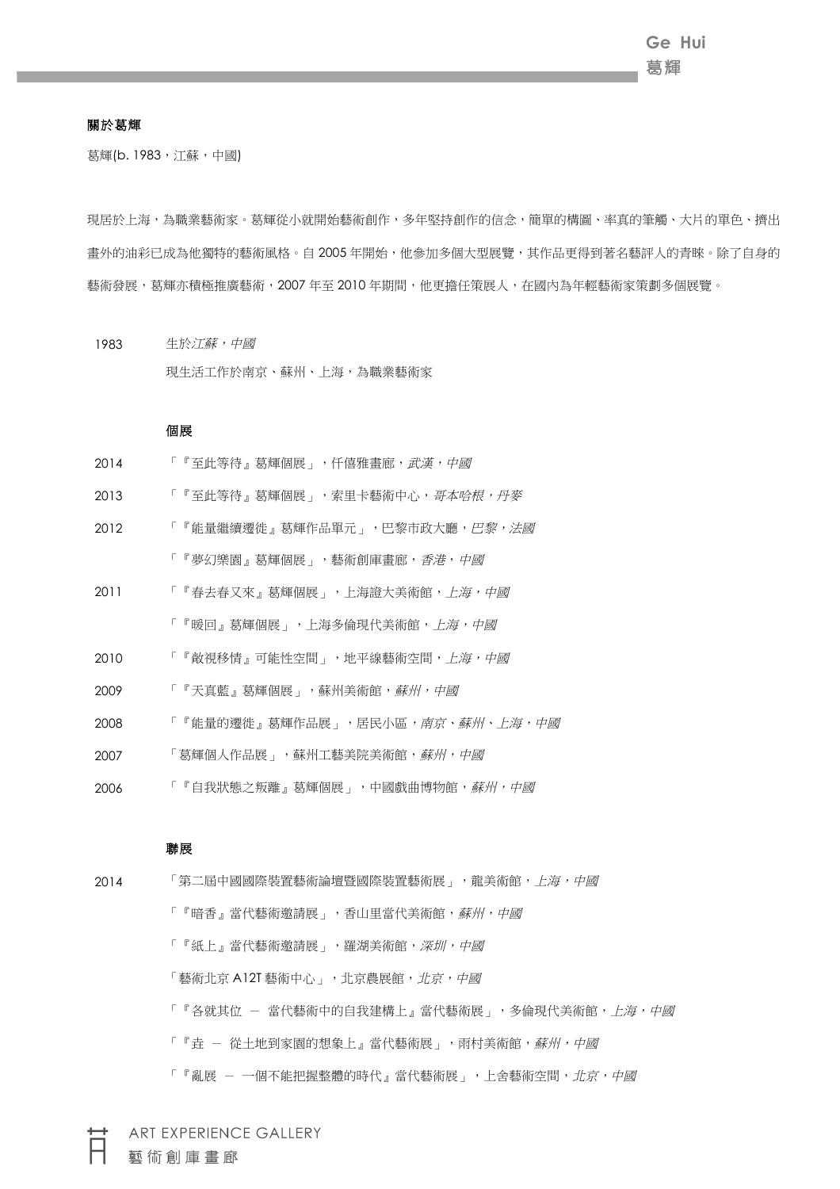### 關於葛輝

葛輝(b. 1983，江蘇，中國)

現居於上海，為職業藝術家。葛輝從小就開始藝術創作，多年堅持創作的信念，簡單的構圖、率真的筆觸、大片的單色、擠出畫外的油彩已成為他獨特的藝術風格。自 2005 年開始，他參加多個大型展覽，其作品更得到著名藝評人的青睞。除了自身的藝術發展，葛輝亦積極推廣藝術，2007 年至 2010 年期間，他更擔任策展人，在國內為年輕藝術家策劃多個展覽。

1983 生於*江蘇，中國*

現生活工作於南京、蘇州、上海，為職業藝術家

### 個展

2014 「『至此等待』葛輝個展」，仟僖雅畫廊，*武漢，中國*

2013 「『至此等待』葛輝個展」，索里卡藝術中心，*哥本哈根，丹麥*

2012 「『能量繼續遷徙』葛輝作品單元」，巴黎市政大廳，*巴黎，法國*

「『夢幻樂園』葛輝個展」，藝術創庫畫廊，*香港，中國*

2011 「『春去春又來』葛輝個展」，上海證大美術館，*上海，中國*

「『暖回』葛輝個展」，上海多倫現代美術館，*上海，中國*

2010 「『敵視移情』可能性空間」，地平線藝術空間，*上海，中國*

2009 「『天真藍』葛輝個展」，蘇州美術館，*蘇州，中國*

2008 「『能量的遷徙』葛輝作品展」，居民小區，*南京、蘇州、上海，中國*

2007 「葛輝個人作品展」，蘇州工藝美院美術館，*蘇州，中國*

2006 「『自我狀態之叛離』葛輝個展」，中國戲曲博物館，*蘇州，中國*

### 聯展

2014 「第二屆中國國際裝置藝術論壇暨國際裝置藝術展」，龍美術館，*上海，中國*

「『暗香』當代藝術邀請展」，香山里當代美術館，*蘇州，中國*

「『紙上』當代藝術邀請展」，羅湖美術館，*深圳，中國*

「藝術北京 A12T 藝術中心」，北京農展館，*北京，中國*

「『各就其位 － 當代藝術中的自我建構上』當代藝術展」，多倫現代美術館，*上海，中國*

「『垚 － 從土地到家園的想象上』當代藝術展」，雨村美術館，*蘇州，中國*

「『亂展 － 一個不能把握整體的時代』當代藝術展」，上舍藝術空間，*北京，中國*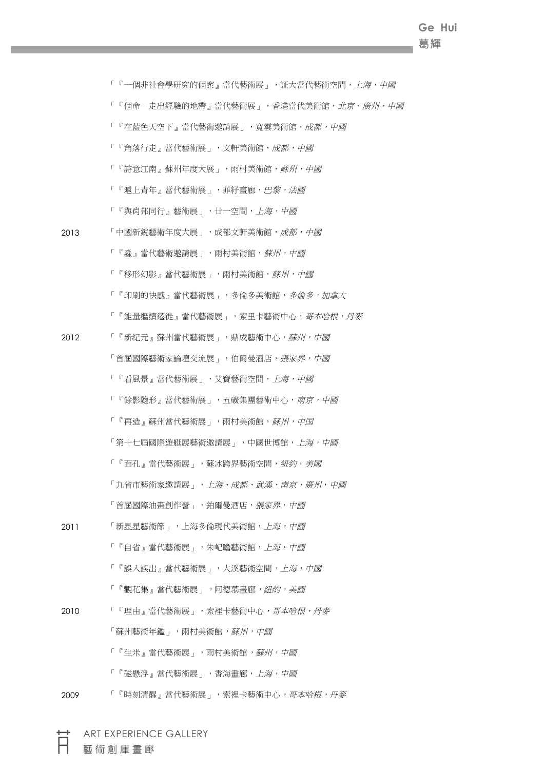「『一個非社會學研究的個案』當代藝術展」，証大當代藝術空間，*上海，中國*

「『個命- 走出經驗的地帶』當代藝術展」，香港當代美術館，*北京、廣州，中國*

「『在藍色天空下』當代藝術邀請展」，寬雲美術館，*成都，中國*

「『角落行走』當代藝術展」，文軒美術館，*成都，中國*

「『詩意江南』蘇州年度大展」，雨村美術館，*蘇州，中國*

「『滬上青年』當代藝術展」，菲籽畫廊，*巴黎，法國*

「『與肖邦同行』藝術展」，廿一空間，*上海，中國*

2013 「中國新銳藝術年度大展」，成都文軒美術館，*成都，中國*

「『淼』當代藝術邀請展」，雨村美術館，*蘇州，中國*

「『移形幻影』當代藝術展」，雨村美術館，*蘇州，中國*

「『印刷的快感』當代藝術展」，多倫多美術館，*多倫多，加拿大*

「『能量繼續遷徙』當代藝術展」，索里卡藝術中心，*哥本哈根，丹麥*

2012 「『新紀元』蘇州當代藝術展」，鼎成藝術中心，*蘇州，中國*

「首屆國際藝術家論壇交流展」，伯爾曼酒店，*張家界，中國*

「『看風景』當代藝術展」，艾寶藝術空間，*上海，中國*

「『餘影隨形』當代藝術展」，五礦集團藝術中心，*南京，中國*

「『再造』蘇州當代藝術展」，雨村美術館，*蘇州，中国*

「第十七屆國際遊艇展藝術邀請展」，中國世博館，*上海，中國*

「『面孔』當代藝術展」，蘇冰跨界藝術空間，*紐約，美國*

「九省市藝術家邀請展」，*上海、成都、武漢、南京、廣州，中國*

「首屆國際油畫創作營」，鉑爾曼酒店，*張家界，中國*

2011 「新星星藝術節」，上海多倫現代美術館，*上海，中國*

「『自省』當代藝術展」，朱屺瞻藝術館，*上海，中國*

「『誤入誤出』當代藝術展」，大溪藝術空間，*上海，中國*

「『觀花集』當代藝術展」，阿德慕畫廊，*紐約，美國*

2010 「『理由』當代藝術展」，索裡卡藝術中心，*哥本哈根，丹麥*

「蘇州藝術年鑑」，雨村美術館，*蘇州，中國*

「『生米』當代藝術展」，雨村美術館，*蘇州，中國*

「『磁懸浮』當代藝術展」，香海畫廊，*上海，中國*

2009 「『時刻清醒』當代藝術展」，索裡卡藝術中心，*哥本哈根，丹麥*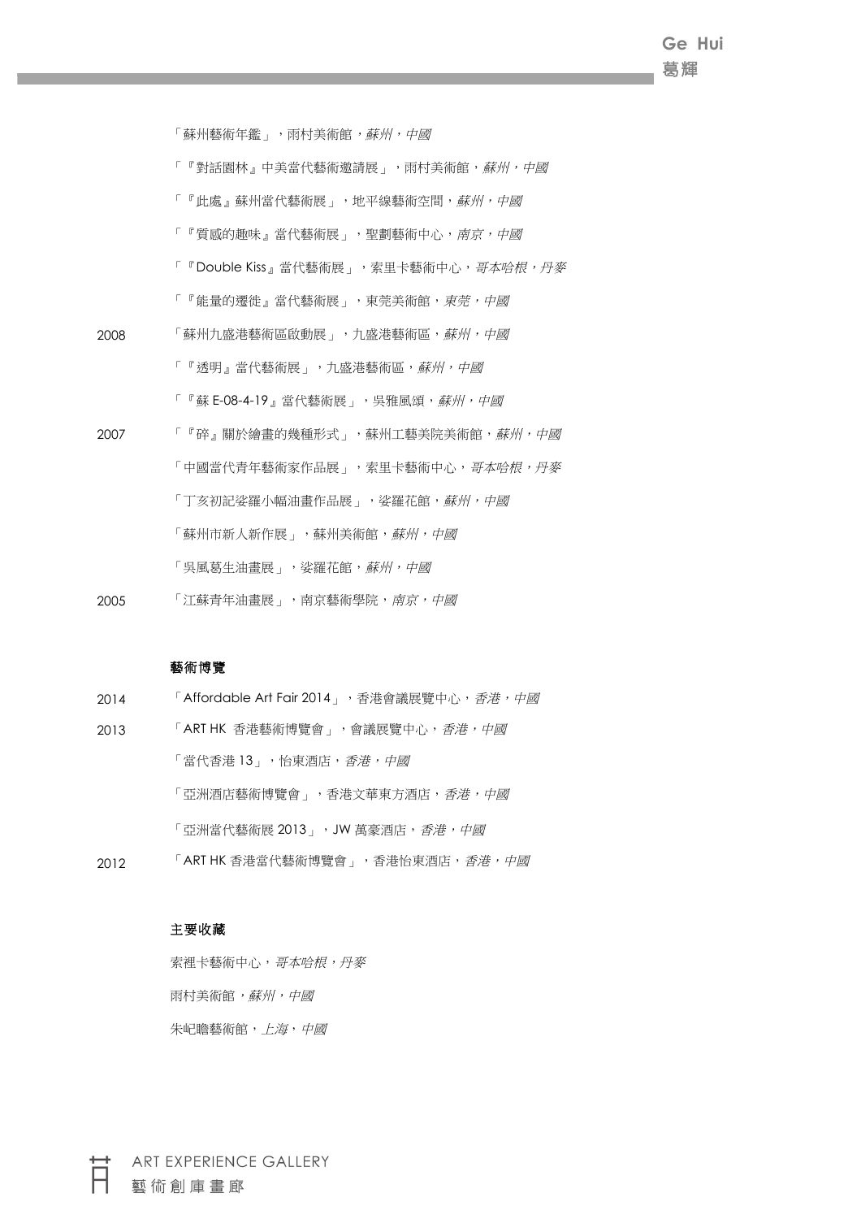「蘇州藝術年鑑」，雨村美術館，*蘇州，中國*

「『對話園林』中美當代藝術邀請展」，雨村美術館，*蘇州，中國*

「『此處』蘇州當代藝術展」，地平線藝術空間，*蘇州，中國*

「『質感的趣味』當代藝術展」，聖劃藝術中心，*南京，中國*

「『Double Kiss』當代藝術展」，索里卡藝術中心，*哥本哈根，丹麥*

「『能量的遷徙』當代藝術展」，東莞美術館，*東莞，中國*

2008 「蘇州九盛港藝術區啟動展」，九盛港藝術區，*蘇州，中國*

「『透明』當代藝術展」，九盛港藝術區，*蘇州，中國*

「『蘇 E-08-4-19』當代藝術展」，吳雅風頌，*蘇州，中國*

2007 「『碎』關於繪畫的幾種形式」，蘇州工藝美院美術館，*蘇州，中國*

「中國當代青年藝術家作品展」，索里卡藝術中心，*哥本哈根，丹麥*

「丁亥初記娑羅小幅油畫作品展」，娑羅花館，*蘇州，中國*

「蘇州市新人新作展」，蘇州美術館，*蘇州，中國*

「吳風葛生油畫展」，娑羅花館，*蘇州，中國*

2005 「江蘇青年油畫展」，南京藝術學院，*南京，中國*

**藝術博覽**

2014 「Affordable Art Fair 2014」，香港會議展覽中心，*香港，中國*

2013 「ART HK 香港藝術博覽會」，會議展覽中心，*香港，中國*

「當代香港 13」，怡東酒店，*香港，中國*

「亞洲酒店藝術博覽會」，香港文華東方酒店，*香港，中國*

「亞洲當代藝術展 2013」，JW 萬豪酒店，*香港，中國*

2012 「ART HK 香港當代藝術博覽會」，香港怡東酒店，*香港，中國*

**主要收藏**

索裡卡藝術中心，*哥本哈根，丹麥*

雨村美術館，*蘇州，中國*

朱屺瞻藝術館，*上海，中國*